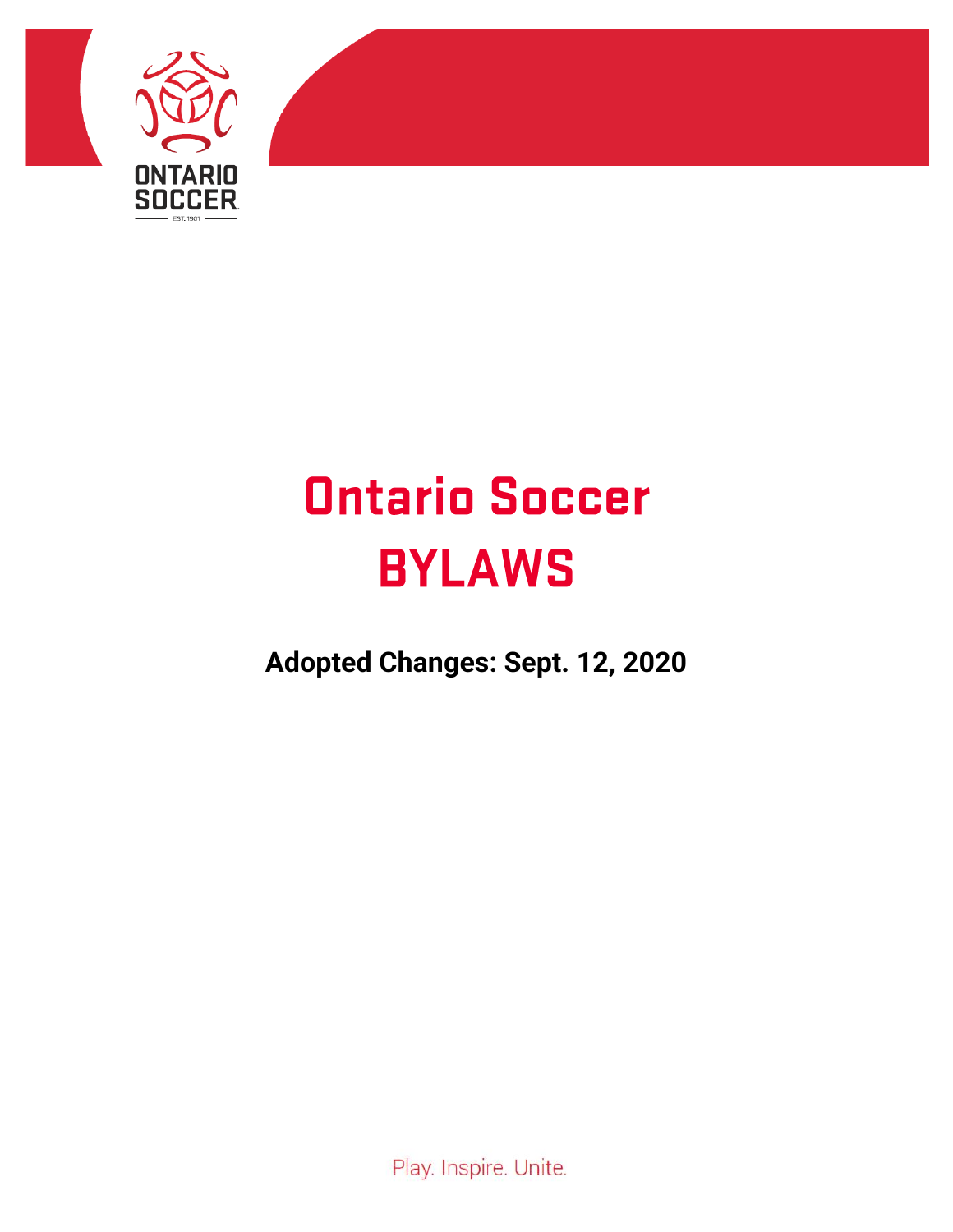ONTARIO SOCCER

EST. 1901

# Ontario Soccer BYLAWS

**Adopted Changes: Sept. 12, 2020**

Play. Inspire. Unite.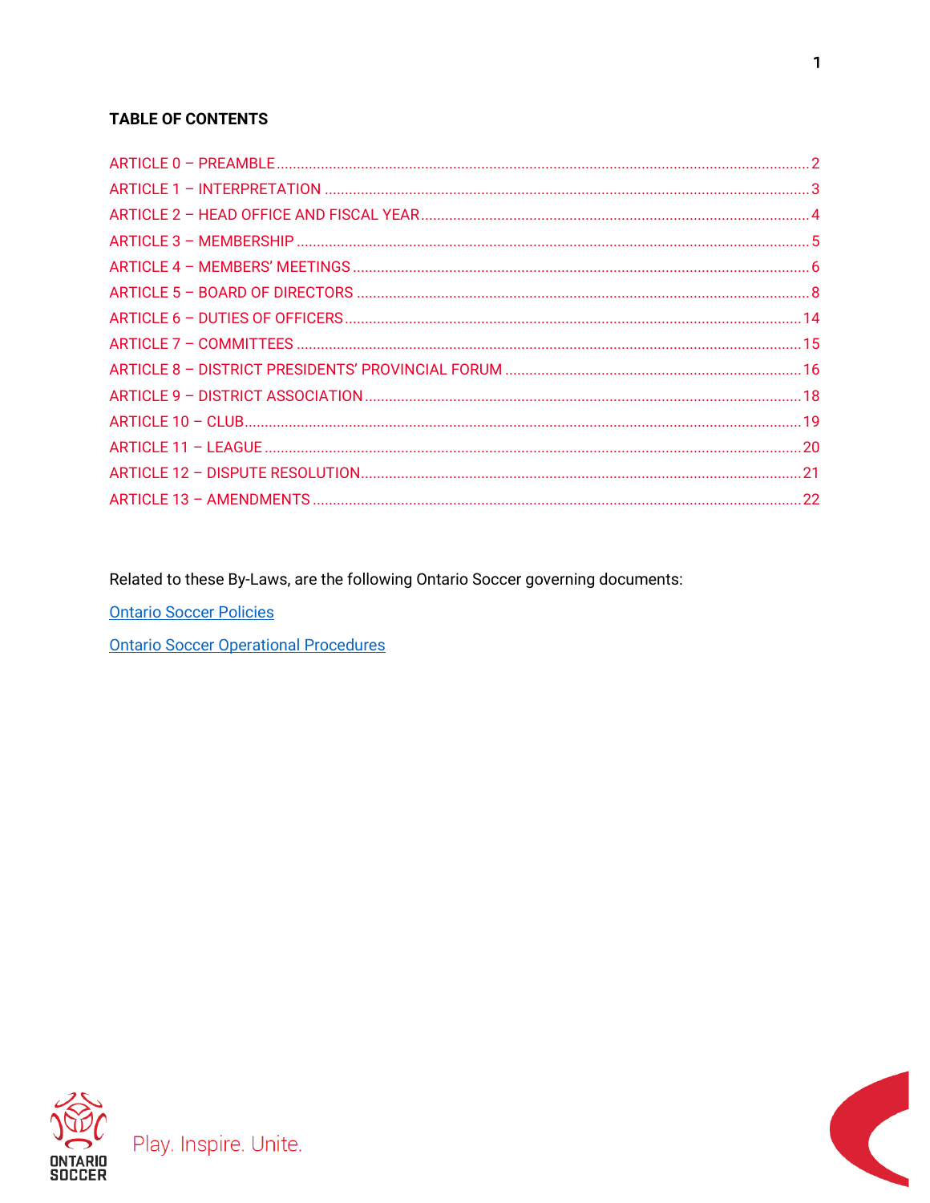## TABLE OF CONTENTS

ARTICLE 0 – PREAMBLE .......... 2

ARTICLE 1 – INTERPRETATION .......... 3

ARTICLE 2 – HEAD OFFICE AND FISCAL YEAR .......... 4

ARTICLE 3 – MEMBERSHIP .......... 5

ARTICLE 4 – MEMBERS' MEETINGS .......... 6

ARTICLE 5 – BOARD OF DIRECTORS .......... 8

ARTICLE 6 – DUTIES OF OFFICERS .......... 14

ARTICLE 7 – COMMITTEES .......... 15

ARTICLE 8 – DISTRICT PRESIDENTS' PROVINCIAL FORUM .......... 16

ARTICLE 9 – DISTRICT ASSOCIATION .......... 18

ARTICLE 10 – CLUB .......... 19

ARTICLE 11 – LEAGUE .......... 20

ARTICLE 12 – DISPUTE RESOLUTION .......... 21

ARTICLE 13 – AMENDMENTS .......... 22

Related to these By-Laws, are the following Ontario Soccer governing documents:

Ontario Soccer Policies

Ontario Soccer Operational Procedures

Play. Inspire. Unite.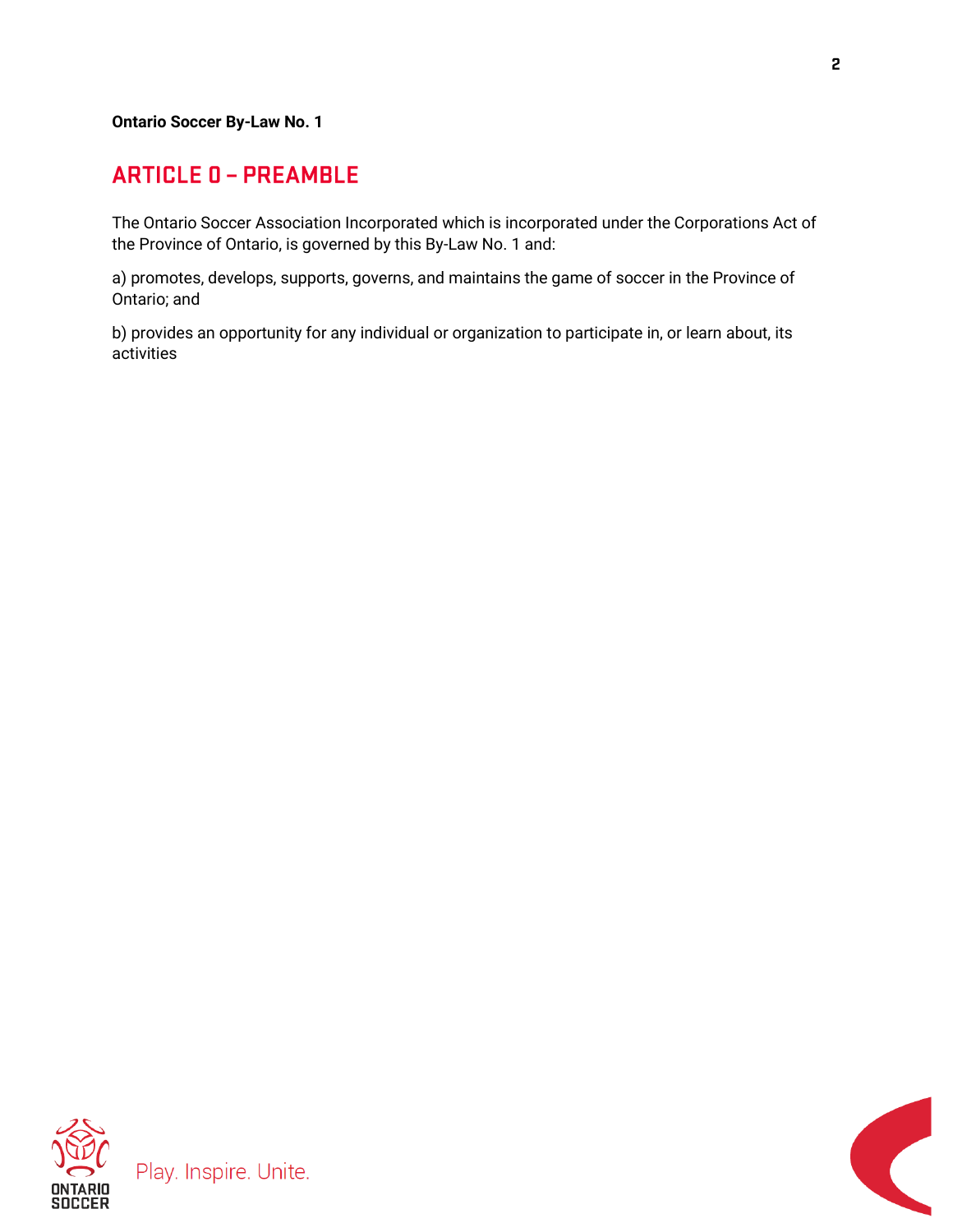**Ontario Soccer By-Law No. 1**

## ARTICLE 0 – PREAMBLE

The Ontario Soccer Association Incorporated which is incorporated under the Corporations Act of the Province of Ontario, is governed by this By-Law No. 1 and:

a) promotes, develops, supports, governs, and maintains the game of soccer in the Province of Ontario; and

b) provides an opportunity for any individual or organization to participate in, or learn about, its activities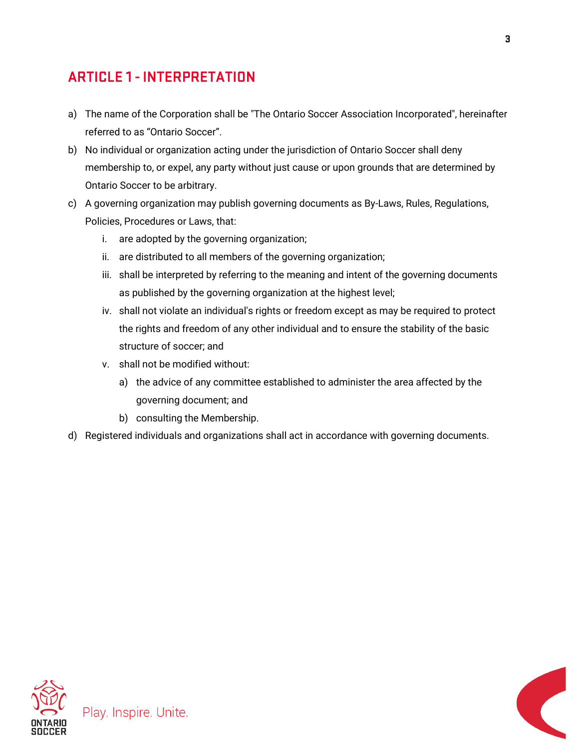## ARTICLE 1 - INTERPRETATION

a) The name of the Corporation shall be "The Ontario Soccer Association Incorporated", hereinafter referred to as "Ontario Soccer".

b) No individual or organization acting under the jurisdiction of Ontario Soccer shall deny membership to, or expel, any party without just cause or upon grounds that are determined by Ontario Soccer to be arbitrary.

c) A governing organization may publish governing documents as By-Laws, Rules, Regulations, Policies, Procedures or Laws, that:

   i. are adopted by the governing organization;

   ii. are distributed to all members of the governing organization;

   iii. shall be interpreted by referring to the meaning and intent of the governing documents as published by the governing organization at the highest level;

   iv. shall not violate an individual's rights or freedom except as may be required to protect the rights and freedom of any other individual and to ensure the stability of the basic structure of soccer; and

   v. shall not be modified without:

      a) the advice of any committee established to administer the area affected by the governing document; and

      b) consulting the Membership.

d) Registered individuals and organizations shall act in accordance with governing documents.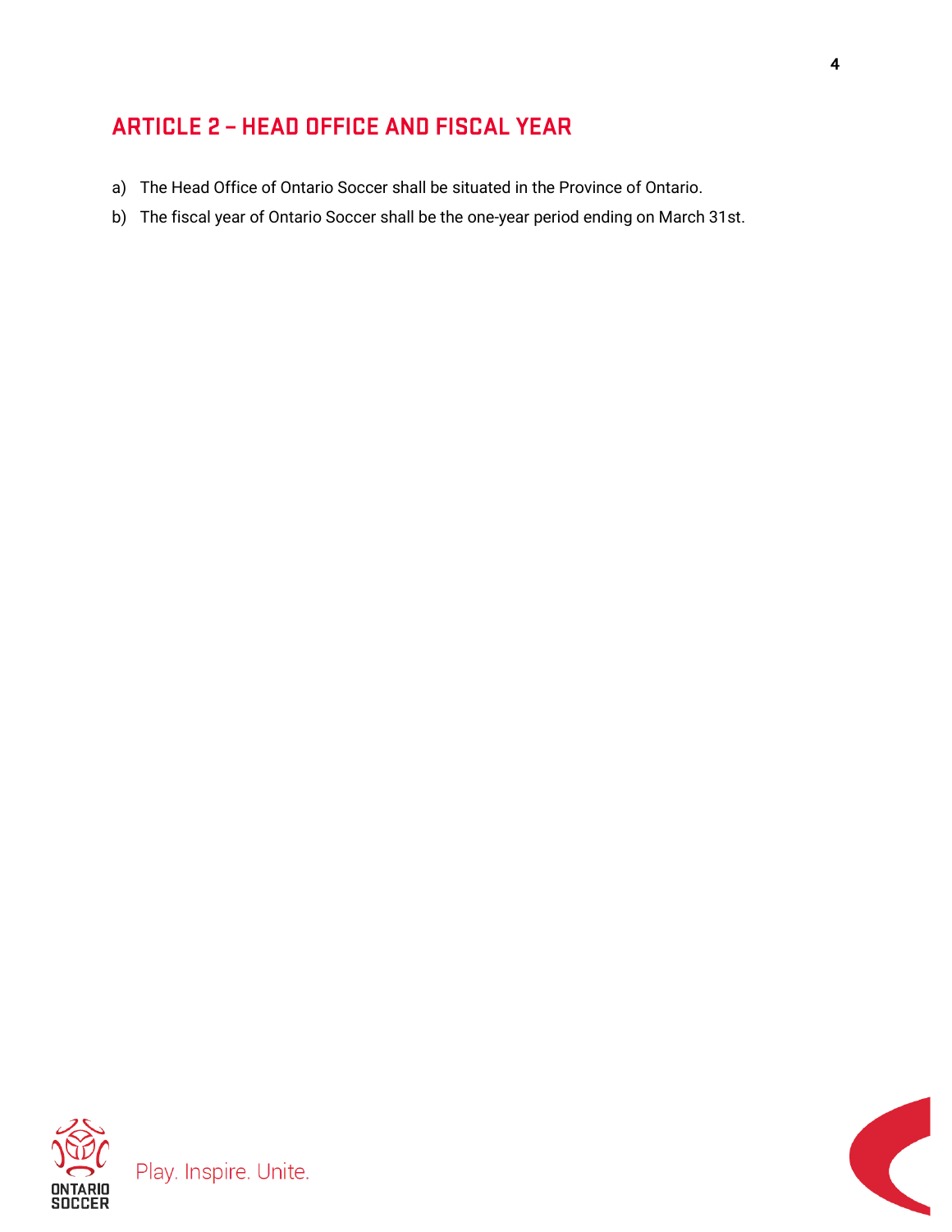## ARTICLE 2 – HEAD OFFICE AND FISCAL YEAR

a) The Head Office of Ontario Soccer shall be situated in the Province of Ontario.

b) The fiscal year of Ontario Soccer shall be the one-year period ending on March 31st.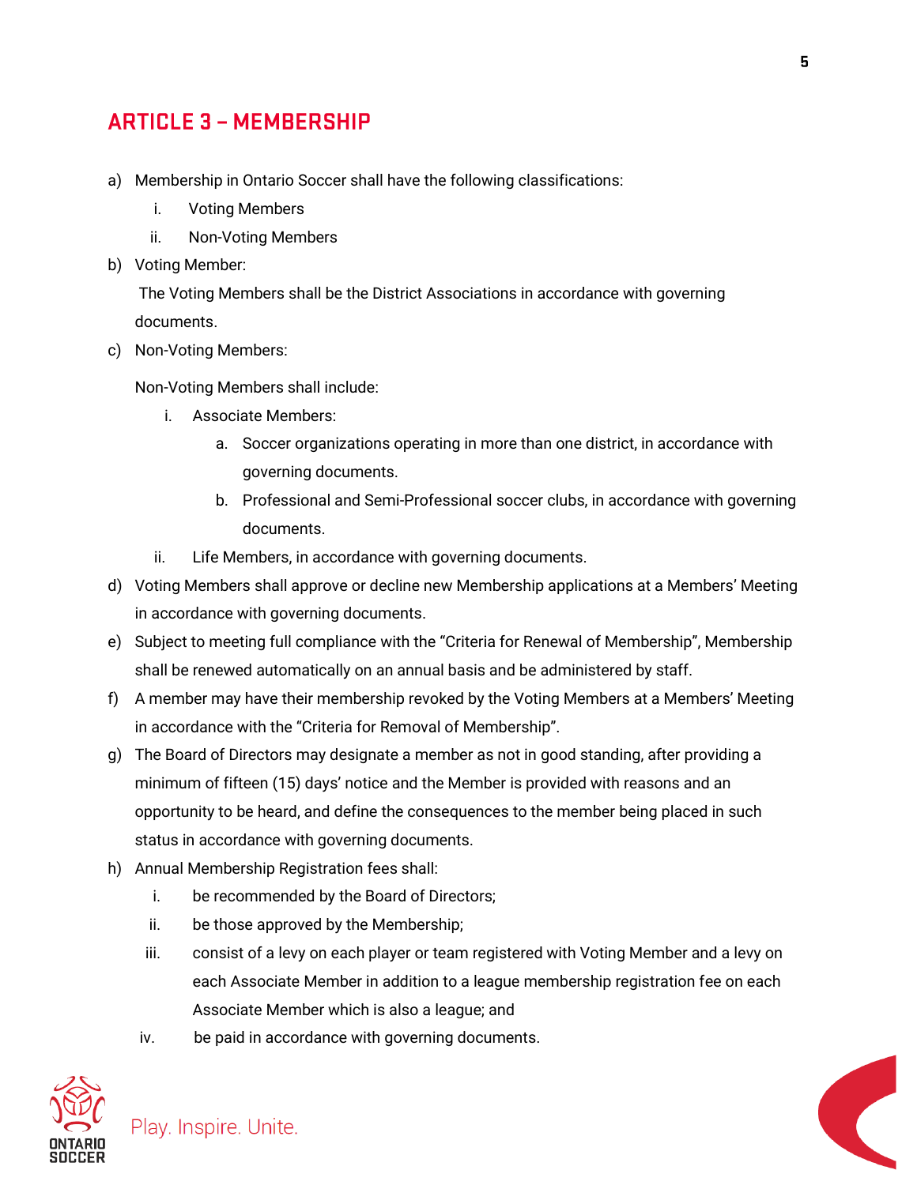## ARTICLE 3 – MEMBERSHIP

a) Membership in Ontario Soccer shall have the following classifications:
   i. Voting Members
   ii. Non-Voting Members

b) Voting Member:
   The Voting Members shall be the District Associations in accordance with governing documents.

c) Non-Voting Members:

   Non-Voting Members shall include:
   i. Associate Members:
      a. Soccer organizations operating in more than one district, in accordance with governing documents.
      b. Professional and Semi-Professional soccer clubs, in accordance with governing documents.
   ii. Life Members, in accordance with governing documents.

d) Voting Members shall approve or decline new Membership applications at a Members' Meeting in accordance with governing documents.

e) Subject to meeting full compliance with the "Criteria for Renewal of Membership", Membership shall be renewed automatically on an annual basis and be administered by staff.

f) A member may have their membership revoked by the Voting Members at a Members' Meeting in accordance with the "Criteria for Removal of Membership".

g) The Board of Directors may designate a member as not in good standing, after providing a minimum of fifteen (15) days' notice and the Member is provided with reasons and an opportunity to be heard, and define the consequences to the member being placed in such status in accordance with governing documents.

h) Annual Membership Registration fees shall:
   i. be recommended by the Board of Directors;
   ii. be those approved by the Membership;
   iii. consist of a levy on each player or team registered with Voting Member and a levy on each Associate Member in addition to a league membership registration fee on each Associate Member which is also a league; and
   iv. be paid in accordance with governing documents.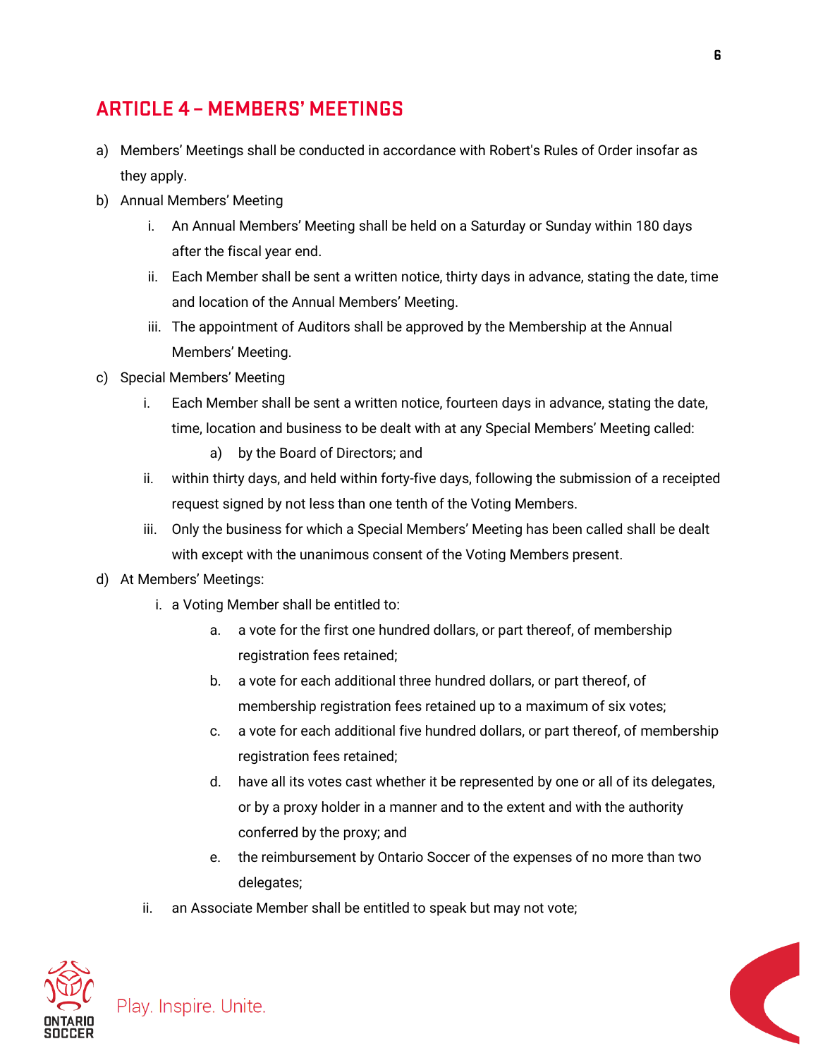## ARTICLE 4 – MEMBERS' MEETINGS

a) Members' Meetings shall be conducted in accordance with Robert's Rules of Order insofar as they apply.

b) Annual Members' Meeting

   i. An Annual Members' Meeting shall be held on a Saturday or Sunday within 180 days after the fiscal year end.

   ii. Each Member shall be sent a written notice, thirty days in advance, stating the date, time and location of the Annual Members' Meeting.

   iii. The appointment of Auditors shall be approved by the Membership at the Annual Members' Meeting.

c) Special Members' Meeting

   i. Each Member shall be sent a written notice, fourteen days in advance, stating the date, time, location and business to be dealt with at any Special Members' Meeting called:

      a) by the Board of Directors; and

   ii. within thirty days, and held within forty-five days, following the submission of a receipted request signed by not less than one tenth of the Voting Members.

   iii. Only the business for which a Special Members' Meeting has been called shall be dealt with except with the unanimous consent of the Voting Members present.

d) At Members' Meetings:

   i. a Voting Member shall be entitled to:

      a. a vote for the first one hundred dollars, or part thereof, of membership registration fees retained;

      b. a vote for each additional three hundred dollars, or part thereof, of membership registration fees retained up to a maximum of six votes;

      c. a vote for each additional five hundred dollars, or part thereof, of membership registration fees retained;

      d. have all its votes cast whether it be represented by one or all of its delegates, or by a proxy holder in a manner and to the extent and with the authority conferred by the proxy; and

      e. the reimbursement by Ontario Soccer of the expenses of no more than two delegates;

   ii. an Associate Member shall be entitled to speak but may not vote;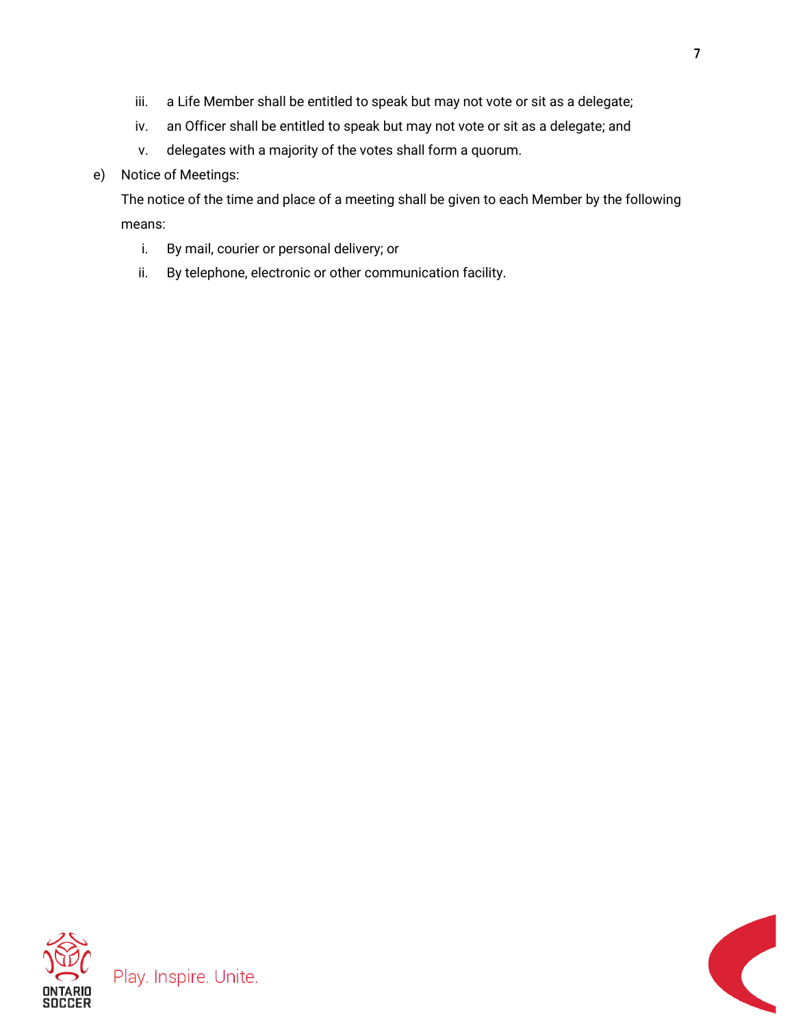iii. a Life Member shall be entitled to speak but may not vote or sit as a delegate;
iv. an Officer shall be entitled to speak but may not vote or sit as a delegate; and
v. delegates with a majority of the votes shall form a quorum.

e) Notice of Meetings:

The notice of the time and place of a meeting shall be given to each Member by the following means:

i. By mail, courier or personal delivery; or
ii. By telephone, electronic or other communication facility.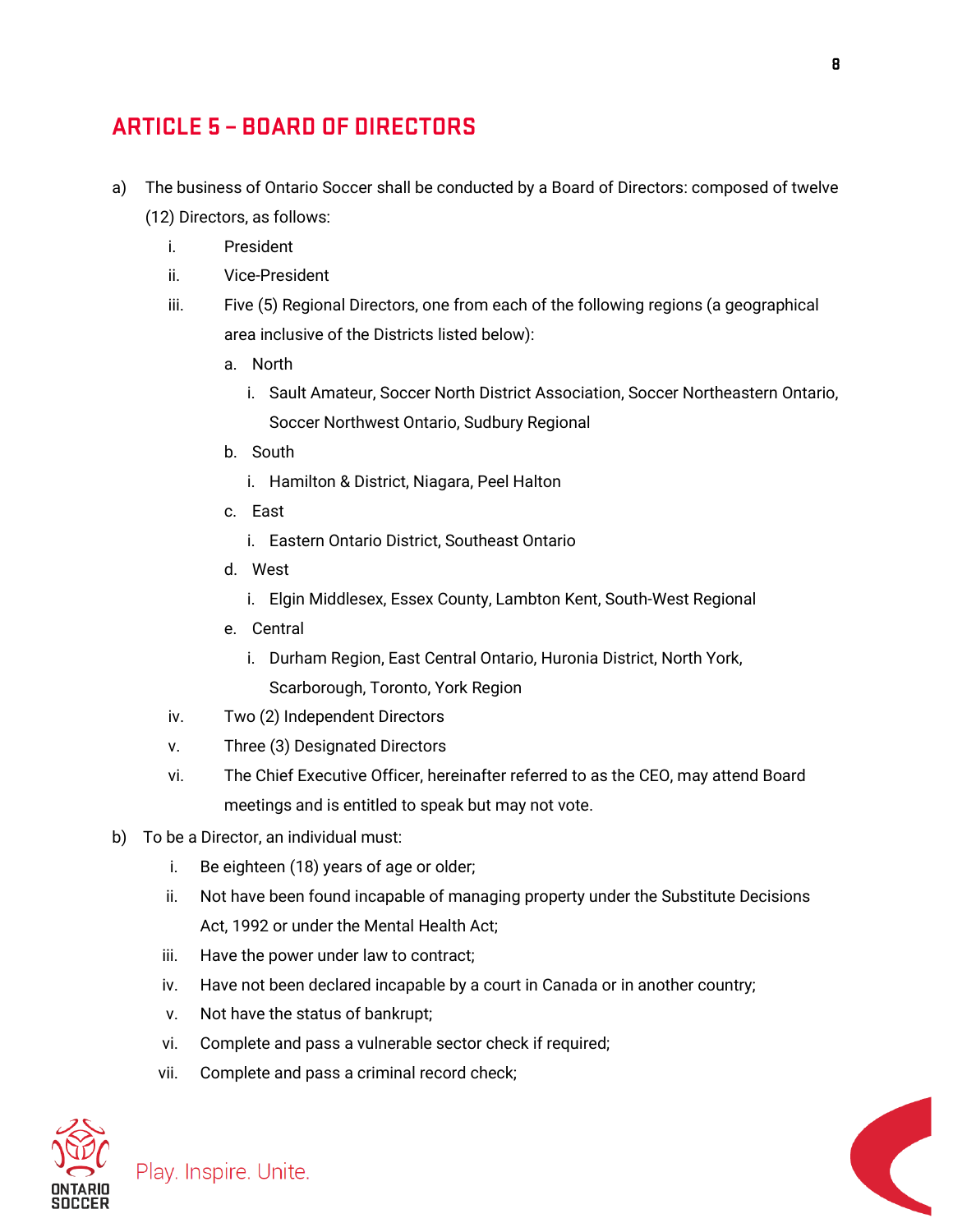## ARTICLE 5 – BOARD OF DIRECTORS

a) The business of Ontario Soccer shall be conducted by a Board of Directors: composed of twelve (12) Directors, as follows:

   i. President

   ii. Vice-President

   iii. Five (5) Regional Directors, one from each of the following regions (a geographical area inclusive of the Districts listed below):

      a. North

         i. Sault Amateur, Soccer North District Association, Soccer Northeastern Ontario, Soccer Northwest Ontario, Sudbury Regional

      b. South

         i. Hamilton & District, Niagara, Peel Halton

      c. East

         i. Eastern Ontario District, Southeast Ontario

      d. West

         i. Elgin Middlesex, Essex County, Lambton Kent, South-West Regional

      e. Central

         i. Durham Region, East Central Ontario, Huronia District, North York, Scarborough, Toronto, York Region

   iv. Two (2) Independent Directors

   v. Three (3) Designated Directors

   vi. The Chief Executive Officer, hereinafter referred to as the CEO, may attend Board meetings and is entitled to speak but may not vote.

b) To be a Director, an individual must:

   i. Be eighteen (18) years of age or older;

   ii. Not have been found incapable of managing property under the Substitute Decisions Act, 1992 or under the Mental Health Act;

   iii. Have the power under law to contract;

   iv. Have not been declared incapable by a court in Canada or in another country;

   v. Not have the status of bankrupt;

   vi. Complete and pass a vulnerable sector check if required;

   vii. Complete and pass a criminal record check;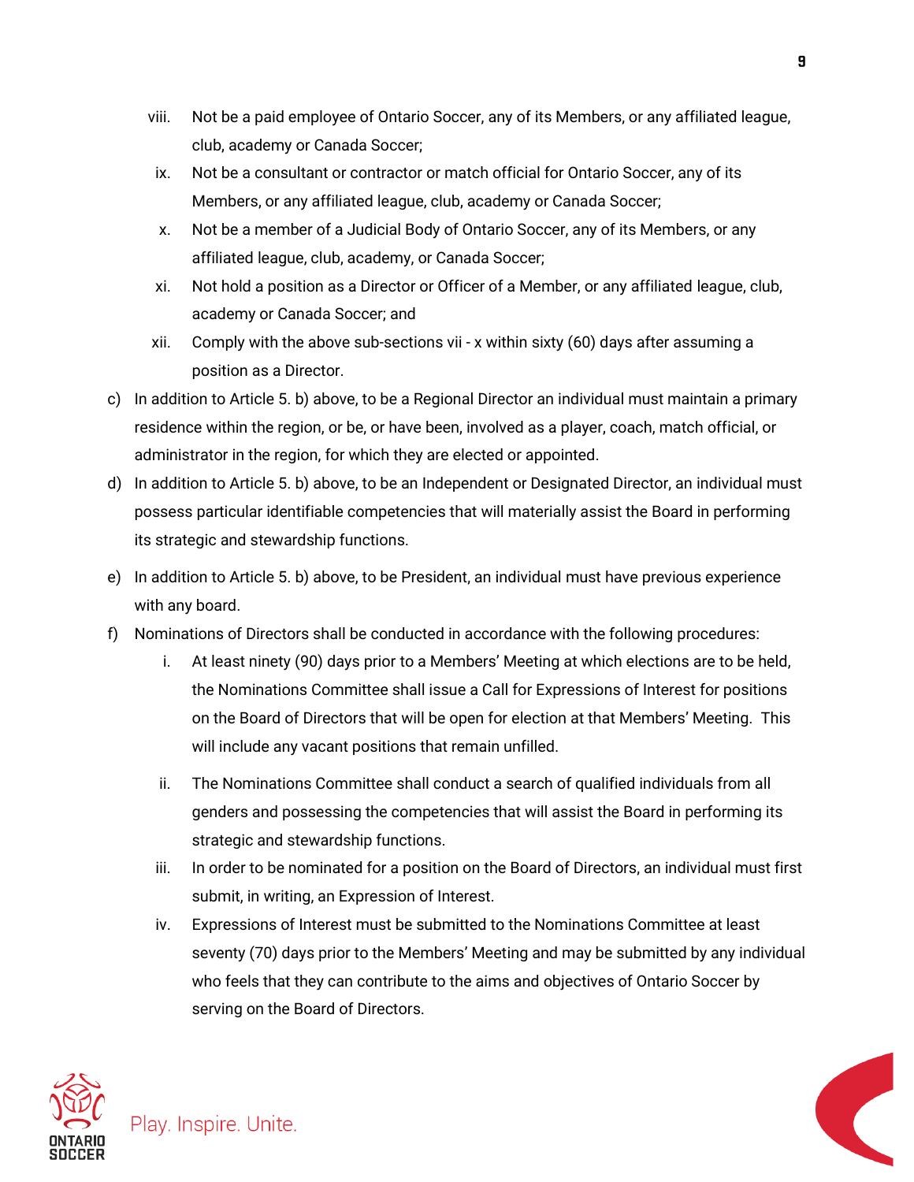viii. Not be a paid employee of Ontario Soccer, any of its Members, or any affiliated league, club, academy or Canada Soccer;

ix. Not be a consultant or contractor or match official for Ontario Soccer, any of its Members, or any affiliated league, club, academy or Canada Soccer;

x. Not be a member of a Judicial Body of Ontario Soccer, any of its Members, or any affiliated league, club, academy, or Canada Soccer;

xi. Not hold a position as a Director or Officer of a Member, or any affiliated league, club, academy or Canada Soccer; and

xii. Comply with the above sub-sections vii - x within sixty (60) days after assuming a position as a Director.

c) In addition to Article 5. b) above, to be a Regional Director an individual must maintain a primary residence within the region, or be, or have been, involved as a player, coach, match official, or administrator in the region, for which they are elected or appointed.

d) In addition to Article 5. b) above, to be an Independent or Designated Director, an individual must possess particular identifiable competencies that will materially assist the Board in performing its strategic and stewardship functions.

e) In addition to Article 5. b) above, to be President, an individual must have previous experience with any board.

f) Nominations of Directors shall be conducted in accordance with the following procedures:

i. At least ninety (90) days prior to a Members' Meeting at which elections are to be held, the Nominations Committee shall issue a Call for Expressions of Interest for positions on the Board of Directors that will be open for election at that Members' Meeting. This will include any vacant positions that remain unfilled.

ii. The Nominations Committee shall conduct a search of qualified individuals from all genders and possessing the competencies that will assist the Board in performing its strategic and stewardship functions.

iii. In order to be nominated for a position on the Board of Directors, an individual must first submit, in writing, an Expression of Interest.

iv. Expressions of Interest must be submitted to the Nominations Committee at least seventy (70) days prior to the Members' Meeting and may be submitted by any individual who feels that they can contribute to the aims and objectives of Ontario Soccer by serving on the Board of Directors.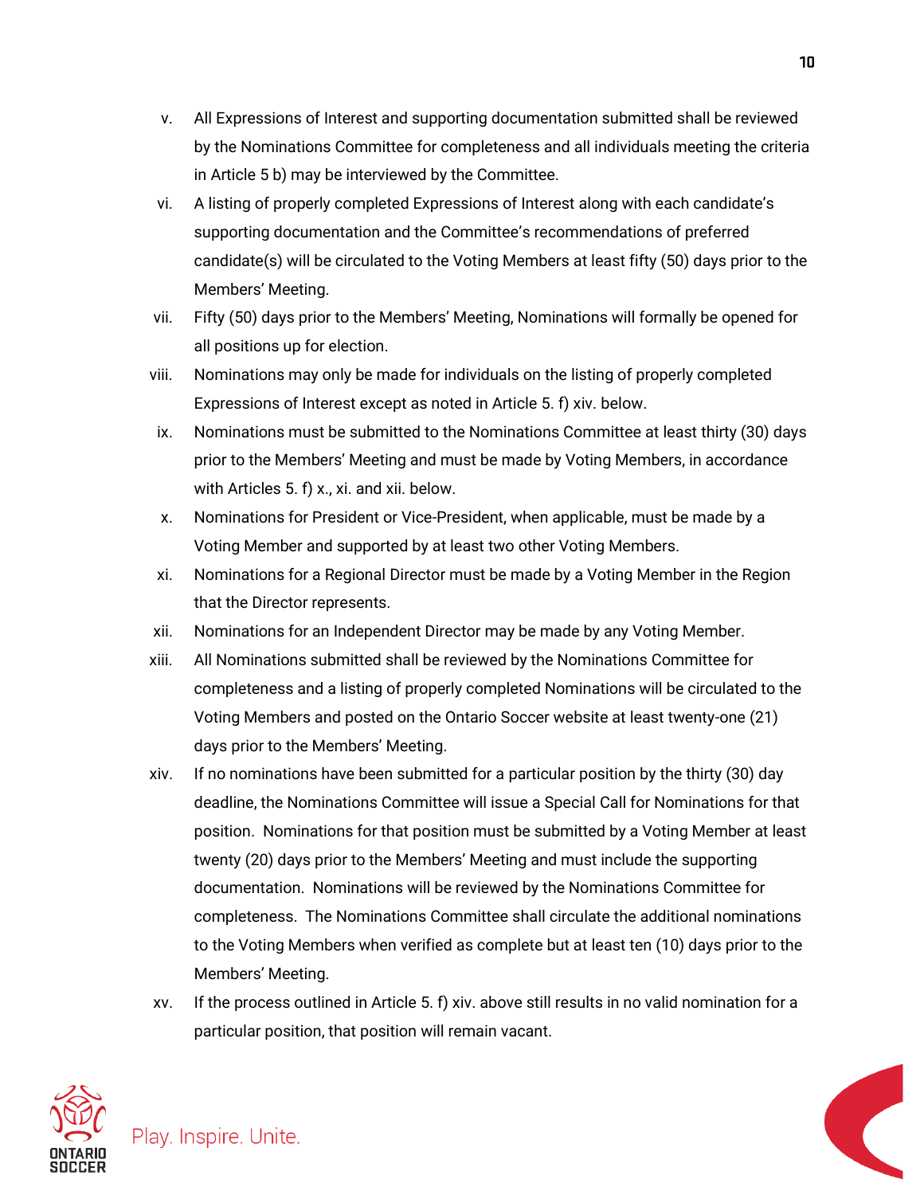v. All Expressions of Interest and supporting documentation submitted shall be reviewed by the Nominations Committee for completeness and all individuals meeting the criteria in Article 5 b) may be interviewed by the Committee.

vi. A listing of properly completed Expressions of Interest along with each candidate's supporting documentation and the Committee's recommendations of preferred candidate(s) will be circulated to the Voting Members at least fifty (50) days prior to the Members' Meeting.

vii. Fifty (50) days prior to the Members' Meeting, Nominations will formally be opened for all positions up for election.

viii. Nominations may only be made for individuals on the listing of properly completed Expressions of Interest except as noted in Article 5. f) xiv. below.

ix. Nominations must be submitted to the Nominations Committee at least thirty (30) days prior to the Members' Meeting and must be made by Voting Members, in accordance with Articles 5. f) x., xi. and xii. below.

x. Nominations for President or Vice-President, when applicable, must be made by a Voting Member and supported by at least two other Voting Members.

xi. Nominations for a Regional Director must be made by a Voting Member in the Region that the Director represents.

xii. Nominations for an Independent Director may be made by any Voting Member.

xiii. All Nominations submitted shall be reviewed by the Nominations Committee for completeness and a listing of properly completed Nominations will be circulated to the Voting Members and posted on the Ontario Soccer website at least twenty-one (21) days prior to the Members' Meeting.

xiv. If no nominations have been submitted for a particular position by the thirty (30) day deadline, the Nominations Committee will issue a Special Call for Nominations for that position. Nominations for that position must be submitted by a Voting Member at least twenty (20) days prior to the Members' Meeting and must include the supporting documentation. Nominations will be reviewed by the Nominations Committee for completeness. The Nominations Committee shall circulate the additional nominations to the Voting Members when verified as complete but at least ten (10) days prior to the Members' Meeting.

xv. If the process outlined in Article 5. f) xiv. above still results in no valid nomination for a particular position, that position will remain vacant.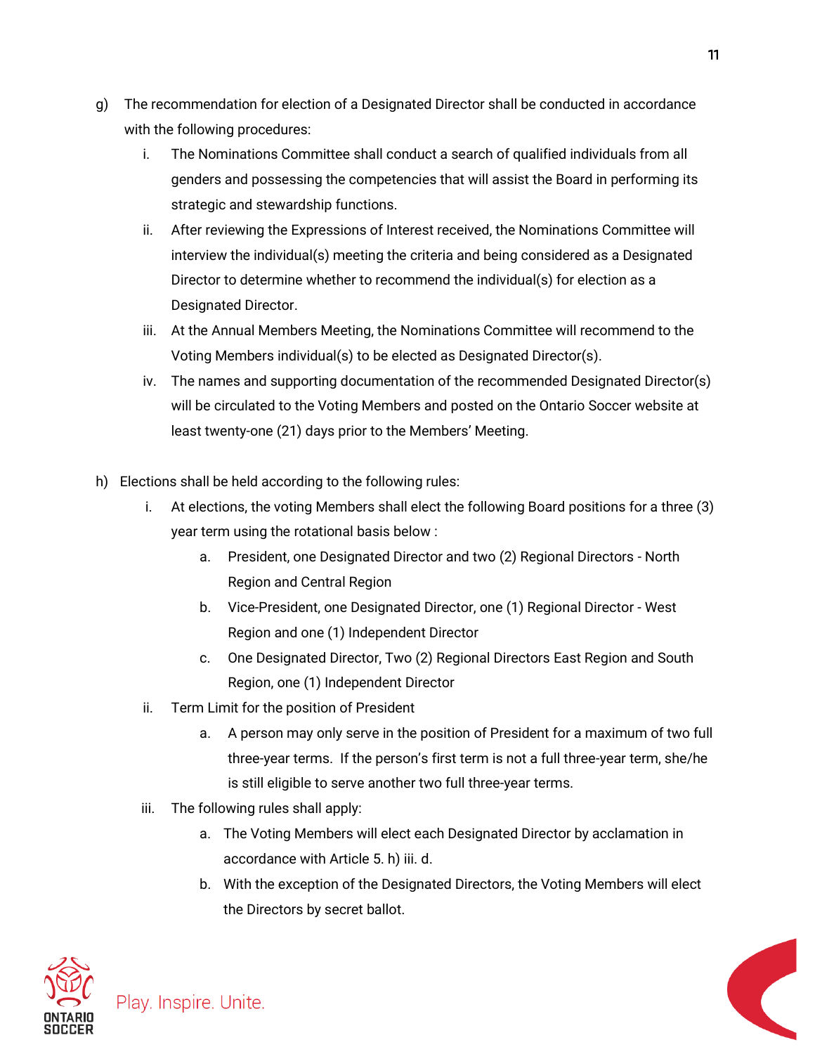g) The recommendation for election of a Designated Director shall be conducted in accordance with the following procedures:

   i. The Nominations Committee shall conduct a search of qualified individuals from all genders and possessing the competencies that will assist the Board in performing its strategic and stewardship functions.

   ii. After reviewing the Expressions of Interest received, the Nominations Committee will interview the individual(s) meeting the criteria and being considered as a Designated Director to determine whether to recommend the individual(s) for election as a Designated Director.

   iii. At the Annual Members Meeting, the Nominations Committee will recommend to the Voting Members individual(s) to be elected as Designated Director(s).

   iv. The names and supporting documentation of the recommended Designated Director(s) will be circulated to the Voting Members and posted on the Ontario Soccer website at least twenty-one (21) days prior to the Members' Meeting.

h) Elections shall be held according to the following rules:

   i. At elections, the voting Members shall elect the following Board positions for a three (3) year term using the rotational basis below :

      a. President, one Designated Director and two (2) Regional Directors - North Region and Central Region

      b. Vice-President, one Designated Director, one (1) Regional Director - West Region and one (1) Independent Director

      c. One Designated Director, Two (2) Regional Directors East Region and South Region, one (1) Independent Director

   ii. Term Limit for the position of President

      a. A person may only serve in the position of President for a maximum of two full three-year terms. If the person's first term is not a full three-year term, she/he is still eligible to serve another two full three-year terms.

   iii. The following rules shall apply:

      a. The Voting Members will elect each Designated Director by acclamation in accordance with Article 5. h) iii. d.

      b. With the exception of the Designated Directors, the Voting Members will elect the Directors by secret ballot.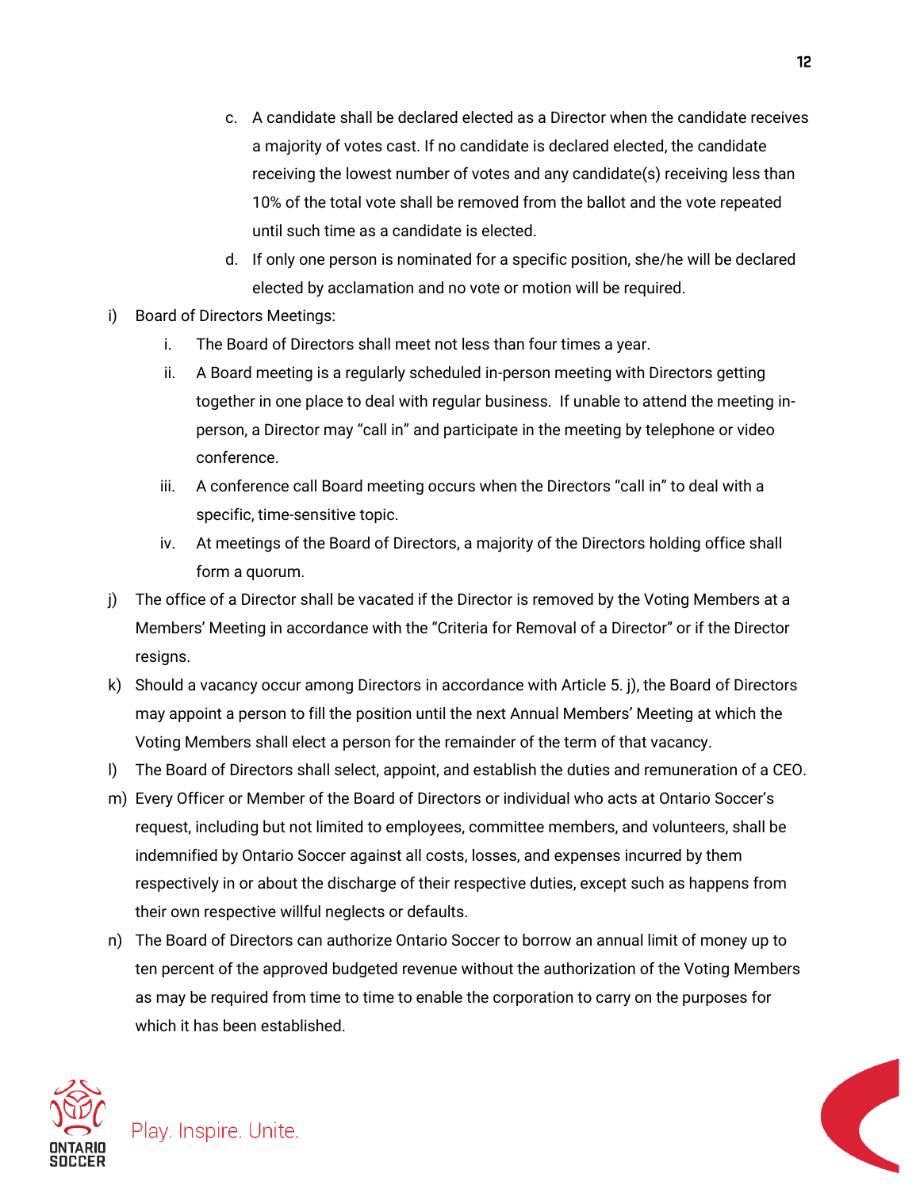c. A candidate shall be declared elected as a Director when the candidate receives a majority of votes cast. If no candidate is declared elected, the candidate receiving the lowest number of votes and any candidate(s) receiving less than 10% of the total vote shall be removed from the ballot and the vote repeated until such time as a candidate is elected.

d. If only one person is nominated for a specific position, she/he will be declared elected by acclamation and no vote or motion will be required.

i) Board of Directors Meetings:

   i. The Board of Directors shall meet not less than four times a year.

   ii. A Board meeting is a regularly scheduled in-person meeting with Directors getting together in one place to deal with regular business. If unable to attend the meeting in-person, a Director may "call in" and participate in the meeting by telephone or video conference.

   iii. A conference call Board meeting occurs when the Directors "call in" to deal with a specific, time-sensitive topic.

   iv. At meetings of the Board of Directors, a majority of the Directors holding office shall form a quorum.

j) The office of a Director shall be vacated if the Director is removed by the Voting Members at a Members' Meeting in accordance with the "Criteria for Removal of a Director" or if the Director resigns.

k) Should a vacancy occur among Directors in accordance with Article 5. j), the Board of Directors may appoint a person to fill the position until the next Annual Members' Meeting at which the Voting Members shall elect a person for the remainder of the term of that vacancy.

l) The Board of Directors shall select, appoint, and establish the duties and remuneration of a CEO.

m) Every Officer or Member of the Board of Directors or individual who acts at Ontario Soccer's request, including but not limited to employees, committee members, and volunteers, shall be indemnified by Ontario Soccer against all costs, losses, and expenses incurred by them respectively in or about the discharge of their respective duties, except such as happens from their own respective willful neglects or defaults.

n) The Board of Directors can authorize Ontario Soccer to borrow an annual limit of money up to ten percent of the approved budgeted revenue without the authorization of the Voting Members as may be required from time to time to enable the corporation to carry on the purposes for which it has been established.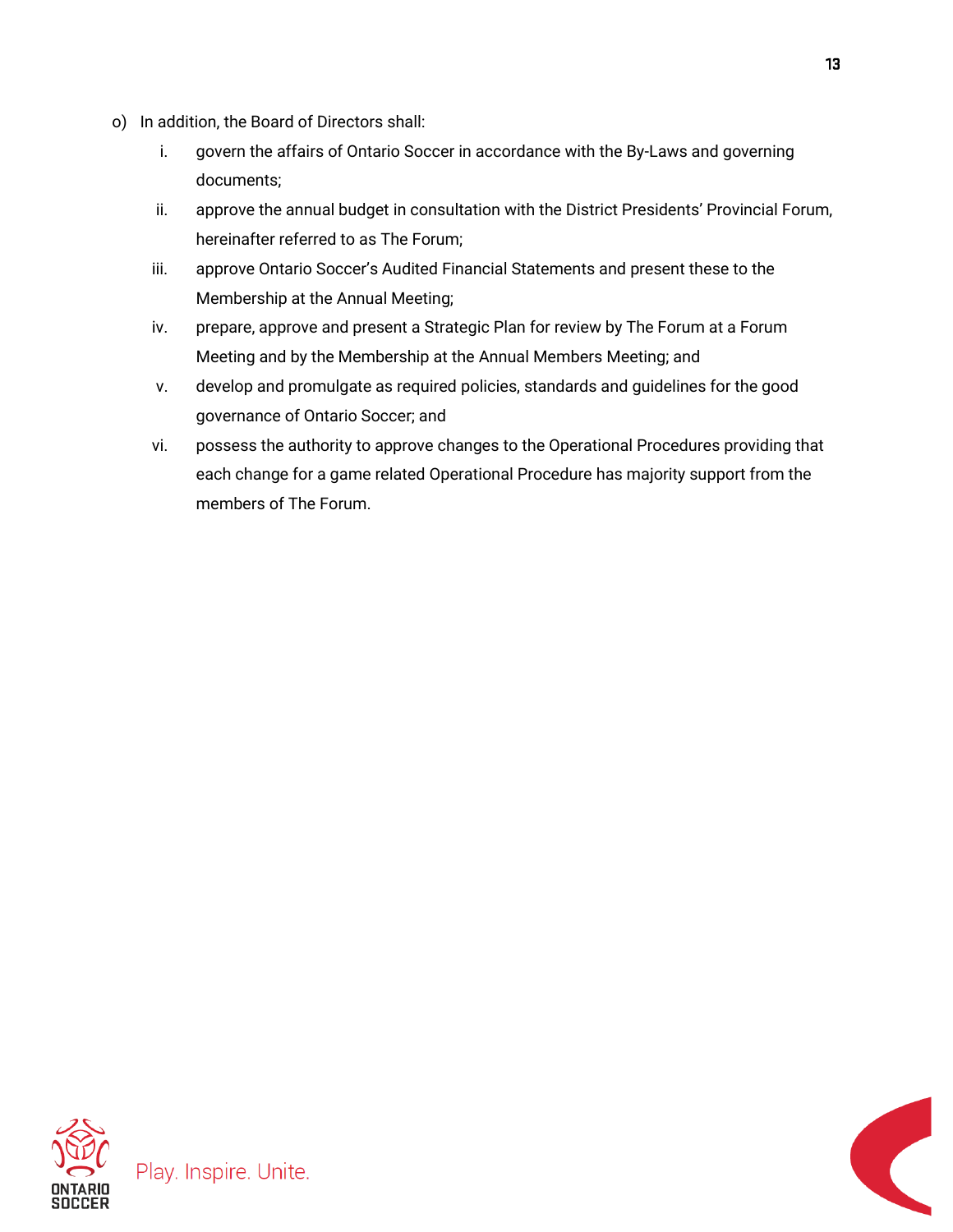o) In addition, the Board of Directors shall:

  i. govern the affairs of Ontario Soccer in accordance with the By-Laws and governing documents;
  ii. approve the annual budget in consultation with the District Presidents' Provincial Forum, hereinafter referred to as The Forum;
  iii. approve Ontario Soccer's Audited Financial Statements and present these to the Membership at the Annual Meeting;
  iv. prepare, approve and present a Strategic Plan for review by The Forum at a Forum Meeting and by the Membership at the Annual Members Meeting; and
  v. develop and promulgate as required policies, standards and guidelines for the good governance of Ontario Soccer; and
  vi. possess the authority to approve changes to the Operational Procedures providing that each change for a game related Operational Procedure has majority support from the members of The Forum.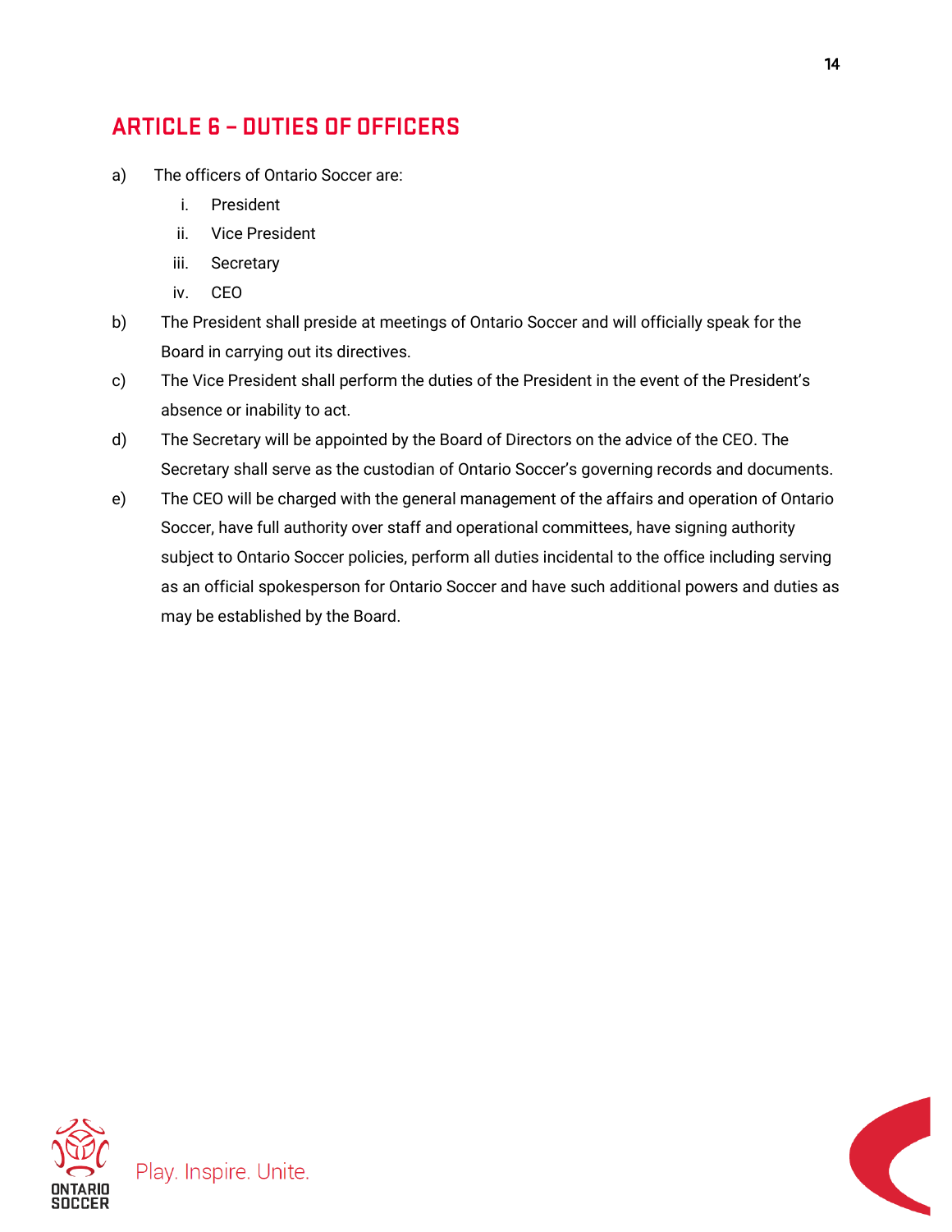## ARTICLE 6 – DUTIES OF OFFICERS

a) The officers of Ontario Soccer are:

   i. President
   ii. Vice President
   iii. Secretary
   iv. CEO

b) The President shall preside at meetings of Ontario Soccer and will officially speak for the Board in carrying out its directives.

c) The Vice President shall perform the duties of the President in the event of the President's absence or inability to act.

d) The Secretary will be appointed by the Board of Directors on the advice of the CEO. The Secretary shall serve as the custodian of Ontario Soccer's governing records and documents.

e) The CEO will be charged with the general management of the affairs and operation of Ontario Soccer, have full authority over staff and operational committees, have signing authority subject to Ontario Soccer policies, perform all duties incidental to the office including serving as an official spokesperson for Ontario Soccer and have such additional powers and duties as may be established by the Board.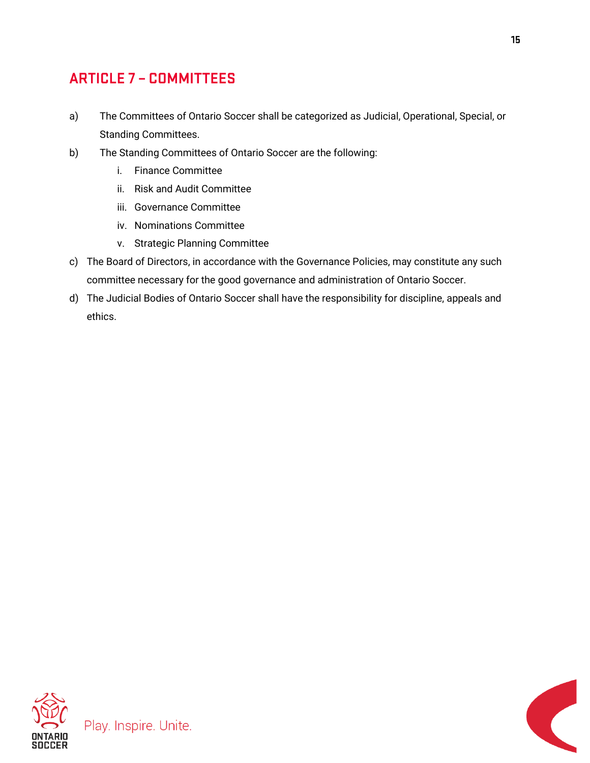## ARTICLE 7 – COMMITTEES

a) The Committees of Ontario Soccer shall be categorized as Judicial, Operational, Special, or Standing Committees.

b) The Standing Committees of Ontario Soccer are the following:
   i. Finance Committee
   ii. Risk and Audit Committee
   iii. Governance Committee
   iv. Nominations Committee
   v. Strategic Planning Committee

c) The Board of Directors, in accordance with the Governance Policies, may constitute any such committee necessary for the good governance and administration of Ontario Soccer.

d) The Judicial Bodies of Ontario Soccer shall have the responsibility for discipline, appeals and ethics.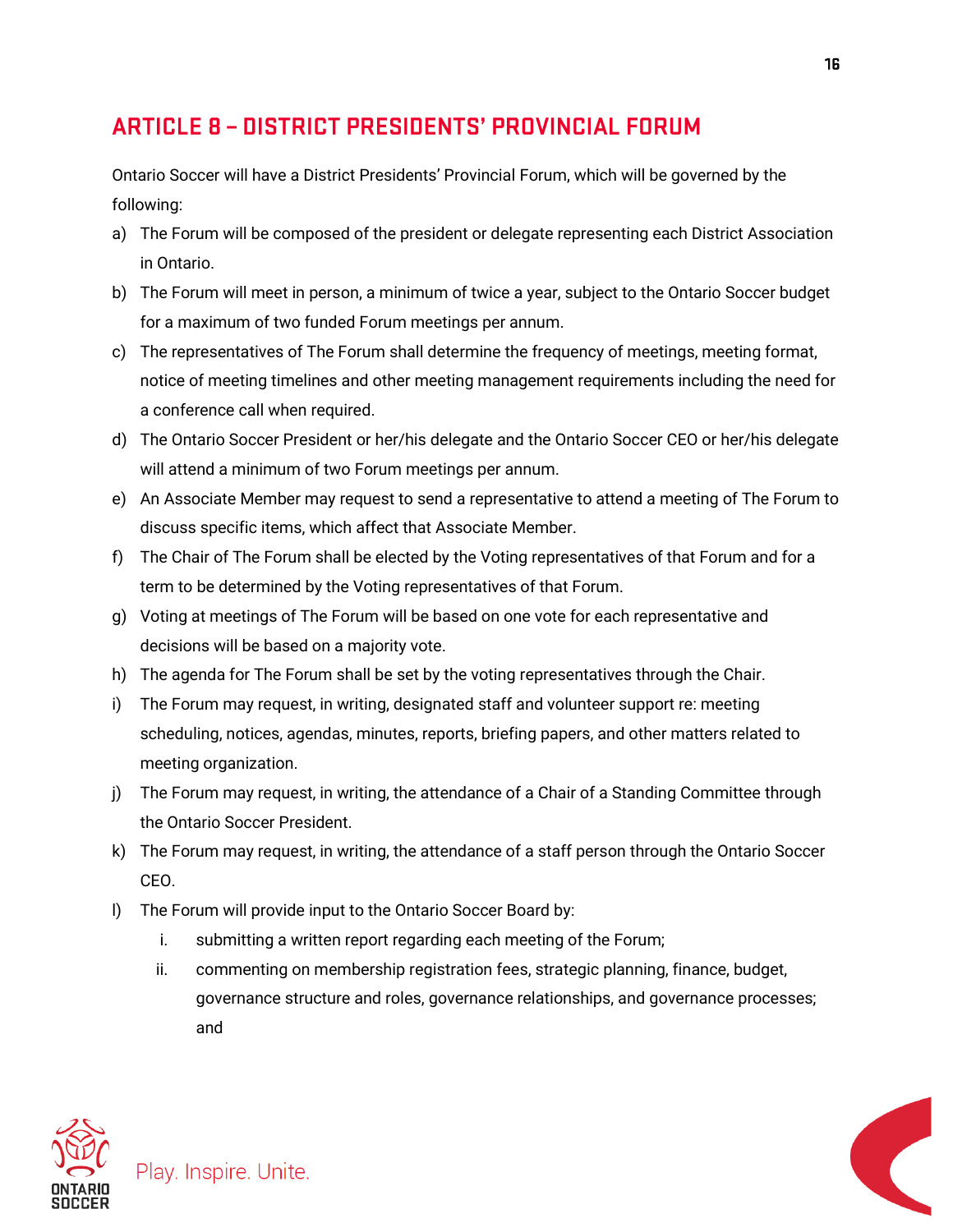# ARTICLE 8 – DISTRICT PRESIDENTS' PROVINCIAL FORUM

Ontario Soccer will have a District Presidents' Provincial Forum, which will be governed by the following:

a) The Forum will be composed of the president or delegate representing each District Association in Ontario.

b) The Forum will meet in person, a minimum of twice a year, subject to the Ontario Soccer budget for a maximum of two funded Forum meetings per annum.

c) The representatives of The Forum shall determine the frequency of meetings, meeting format, notice of meeting timelines and other meeting management requirements including the need for a conference call when required.

d) The Ontario Soccer President or her/his delegate and the Ontario Soccer CEO or her/his delegate will attend a minimum of two Forum meetings per annum.

e) An Associate Member may request to send a representative to attend a meeting of The Forum to discuss specific items, which affect that Associate Member.

f) The Chair of The Forum shall be elected by the Voting representatives of that Forum and for a term to be determined by the Voting representatives of that Forum.

g) Voting at meetings of The Forum will be based on one vote for each representative and decisions will be based on a majority vote.

h) The agenda for The Forum shall be set by the voting representatives through the Chair.

i) The Forum may request, in writing, designated staff and volunteer support re: meeting scheduling, notices, agendas, minutes, reports, briefing papers, and other matters related to meeting organization.

j) The Forum may request, in writing, the attendance of a Chair of a Standing Committee through the Ontario Soccer President.

k) The Forum may request, in writing, the attendance of a staff person through the Ontario Soccer CEO.

l) The Forum will provide input to the Ontario Soccer Board by:

   i. submitting a written report regarding each meeting of the Forum;

   ii. commenting on membership registration fees, strategic planning, finance, budget, governance structure and roles, governance relationships, and governance processes; and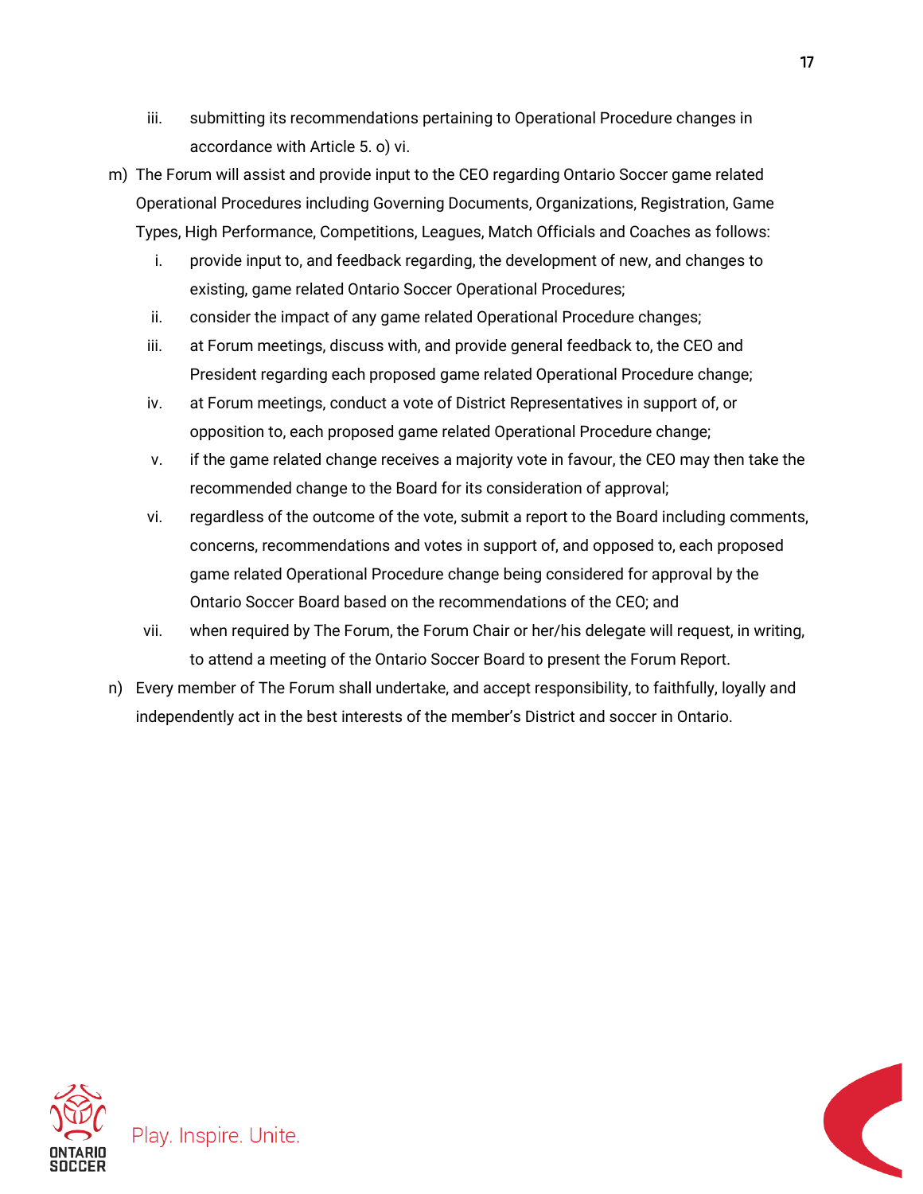iii. submitting its recommendations pertaining to Operational Procedure changes in accordance with Article 5. o) vi.

m) The Forum will assist and provide input to the CEO regarding Ontario Soccer game related Operational Procedures including Governing Documents, Organizations, Registration, Game Types, High Performance, Competitions, Leagues, Match Officials and Coaches as follows:

   i. provide input to, and feedback regarding, the development of new, and changes to existing, game related Ontario Soccer Operational Procedures;

   ii. consider the impact of any game related Operational Procedure changes;

   iii. at Forum meetings, discuss with, and provide general feedback to, the CEO and President regarding each proposed game related Operational Procedure change;

   iv. at Forum meetings, conduct a vote of District Representatives in support of, or opposition to, each proposed game related Operational Procedure change;

   v. if the game related change receives a majority vote in favour, the CEO may then take the recommended change to the Board for its consideration of approval;

   vi. regardless of the outcome of the vote, submit a report to the Board including comments, concerns, recommendations and votes in support of, and opposed to, each proposed game related Operational Procedure change being considered for approval by the Ontario Soccer Board based on the recommendations of the CEO; and

   vii. when required by The Forum, the Forum Chair or her/his delegate will request, in writing, to attend a meeting of the Ontario Soccer Board to present the Forum Report.

n) Every member of The Forum shall undertake, and accept responsibility, to faithfully, loyally and independently act in the best interests of the member's District and soccer in Ontario.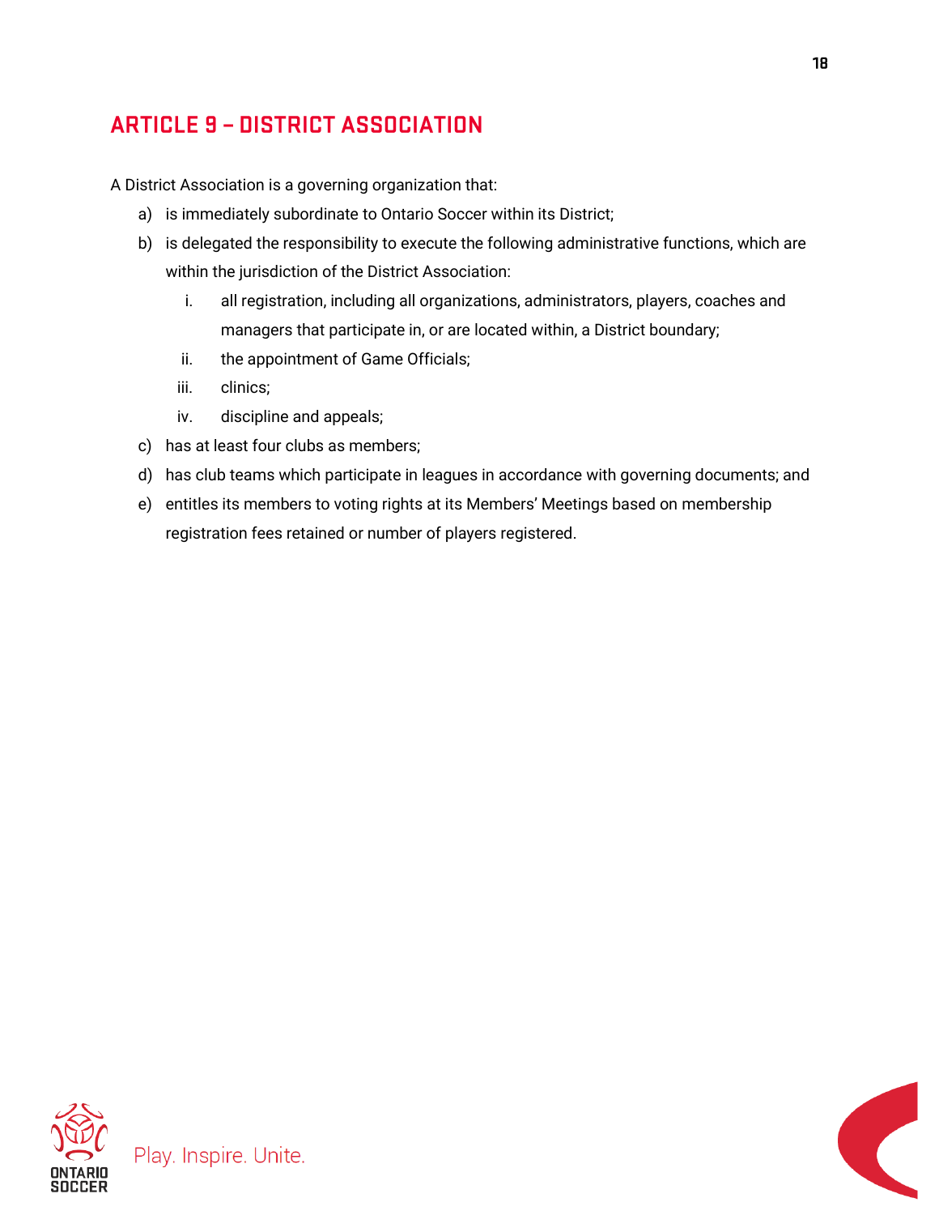## ARTICLE 9 – DISTRICT ASSOCIATION

A District Association is a governing organization that:

a) is immediately subordinate to Ontario Soccer within its District;

b) is delegated the responsibility to execute the following administrative functions, which are within the jurisdiction of the District Association:

   i. all registration, including all organizations, administrators, players, coaches and managers that participate in, or are located within, a District boundary;

   ii. the appointment of Game Officials;

   iii. clinics;

   iv. discipline and appeals;

c) has at least four clubs as members;

d) has club teams which participate in leagues in accordance with governing documents; and

e) entitles its members to voting rights at its Members' Meetings based on membership registration fees retained or number of players registered.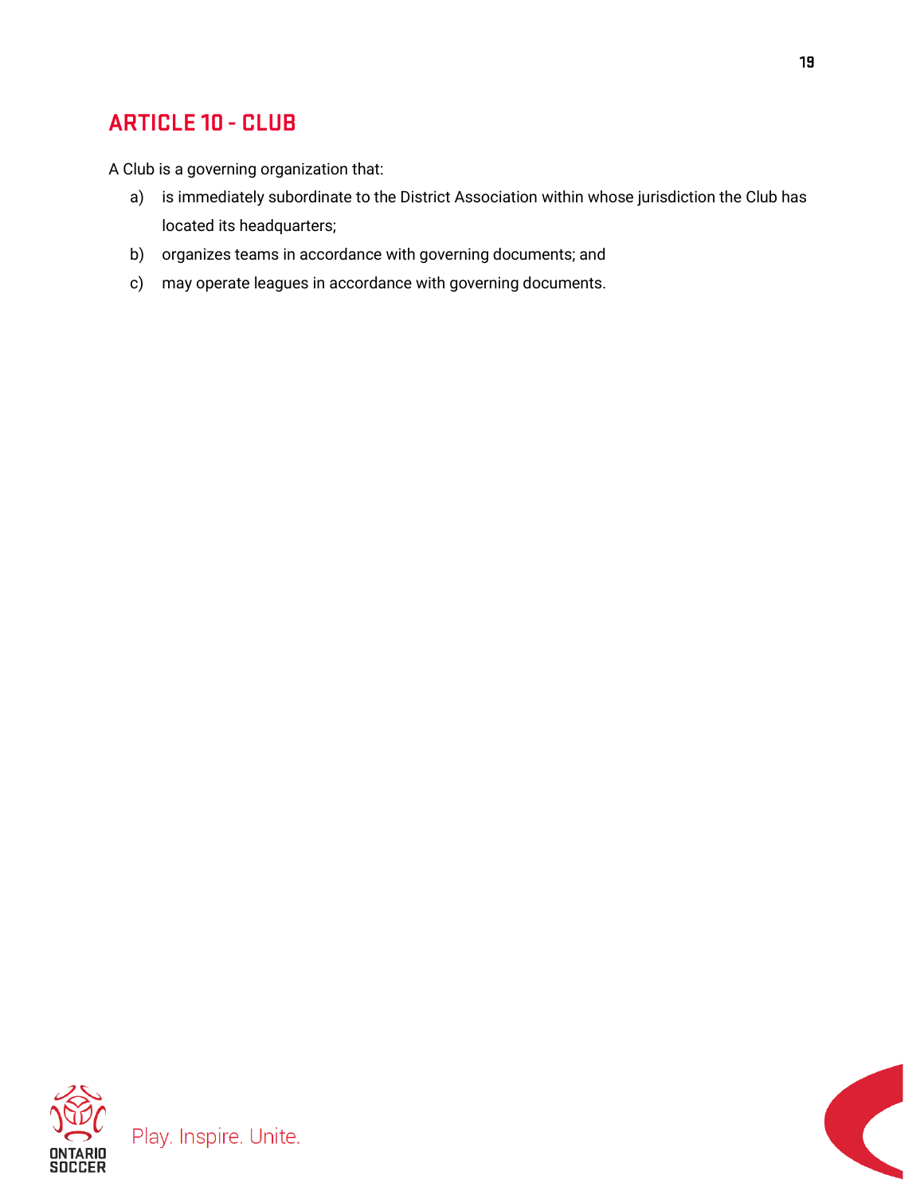## ARTICLE 10 - CLUB

A Club is a governing organization that:

a) is immediately subordinate to the District Association within whose jurisdiction the Club has located its headquarters;

b) organizes teams in accordance with governing documents; and

c) may operate leagues in accordance with governing documents.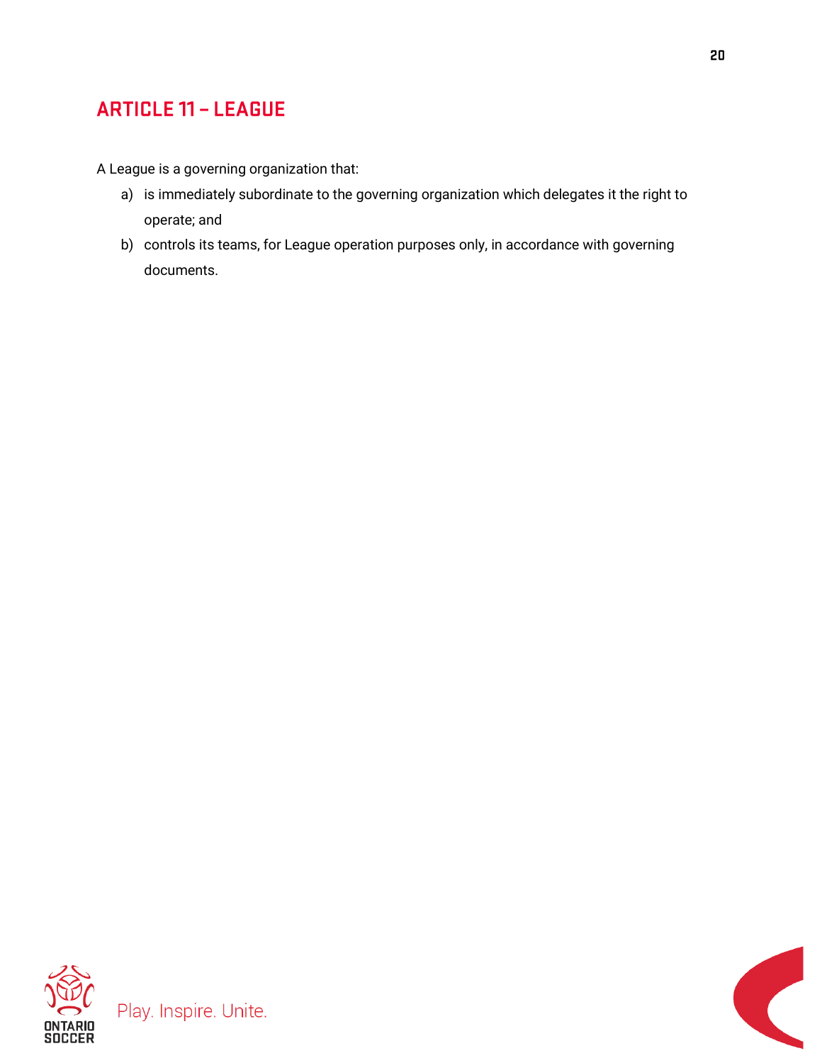## ARTICLE 11 – LEAGUE

A League is a governing organization that:

a) is immediately subordinate to the governing organization which delegates it the right to operate; and
b) controls its teams, for League operation purposes only, in accordance with governing documents.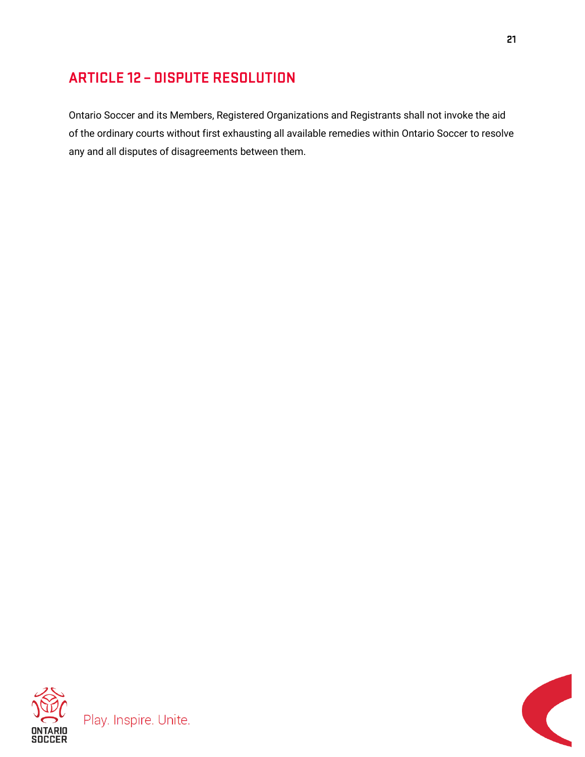## ARTICLE 12 – DISPUTE RESOLUTION

Ontario Soccer and its Members, Registered Organizations and Registrants shall not invoke the aid of the ordinary courts without first exhausting all available remedies within Ontario Soccer to resolve any and all disputes of disagreements between them.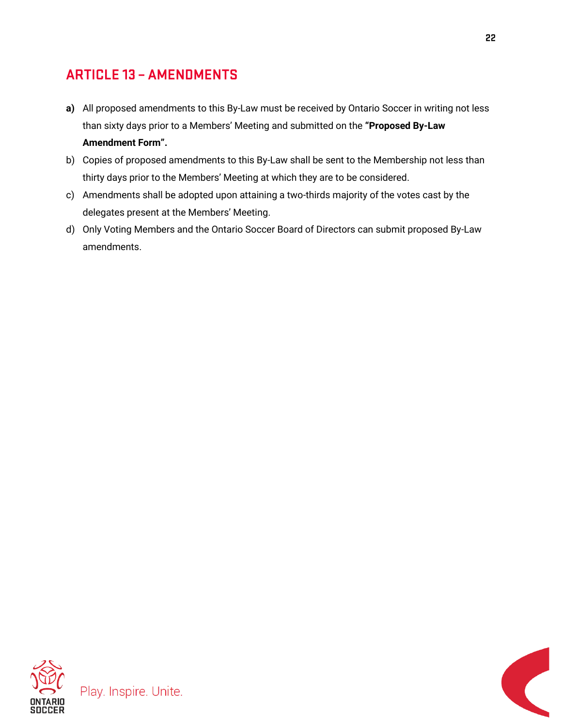## ARTICLE 13 – AMENDMENTS

**a)** All proposed amendments to this By-Law must be received by Ontario Soccer in writing not less than sixty days prior to a Members' Meeting and submitted on the **"Proposed By-Law Amendment Form".**

b) Copies of proposed amendments to this By-Law shall be sent to the Membership not less than thirty days prior to the Members' Meeting at which they are to be considered.

c) Amendments shall be adopted upon attaining a two-thirds majority of the votes cast by the delegates present at the Members' Meeting.

d) Only Voting Members and the Ontario Soccer Board of Directors can submit proposed By-Law amendments.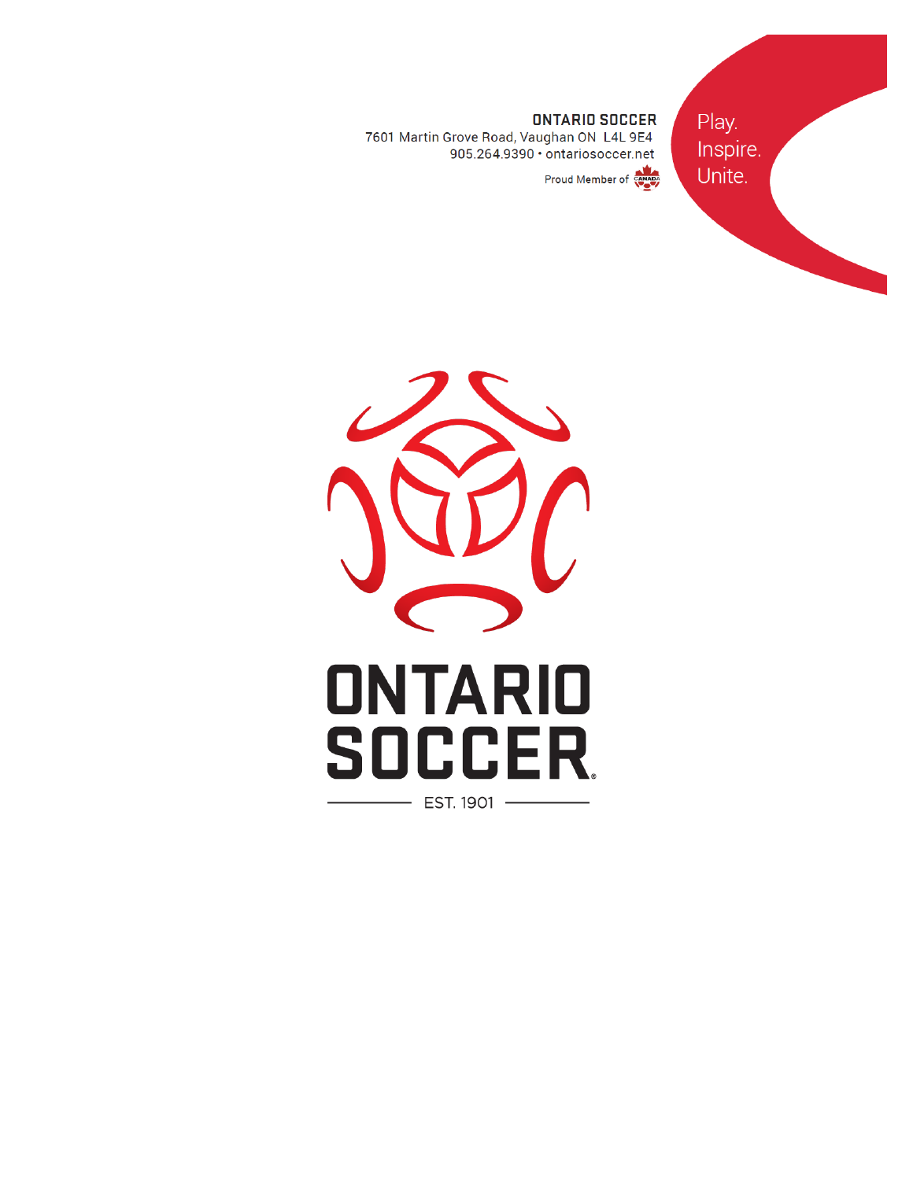**ONTARIO SOCCER**
7601 Martin Grove Road, Vaughan ON L4L 9E4
905.264.9390 • ontariosoccer.net

Proud Member of CANADA

Play.
Inspire.
Unite.

ONTARIO SOCCER

EST. 1901